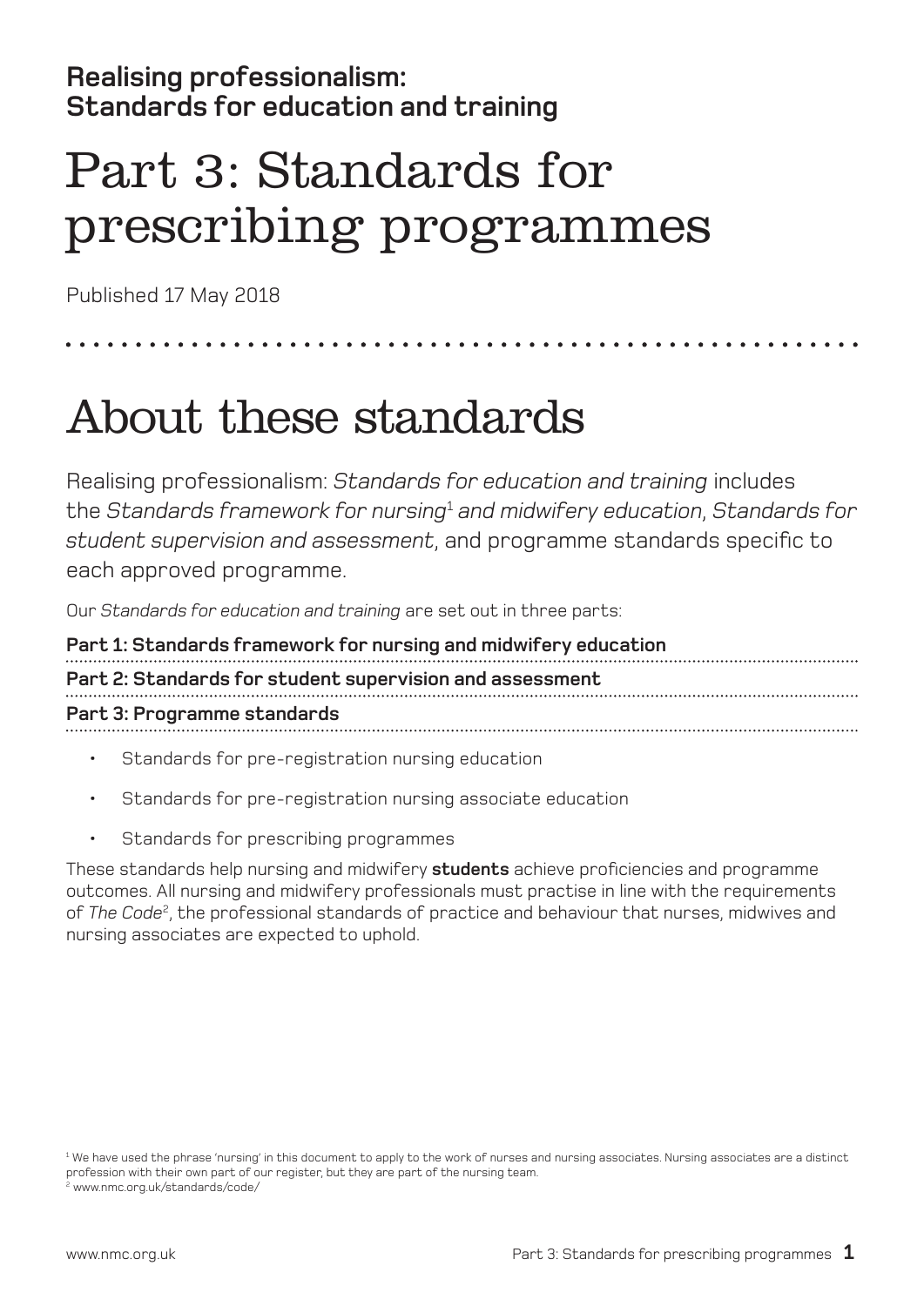**Realising professionalism:**
**Standards for education and training**

# Part 3: Standards for prescribing programmes

Published 17 May 2018

## About these standards

Realising professionalism: *Standards for education and training* includes the *Standards framework for nursing*[1] *and midwifery education*, *Standards for student supervision and assessment*, and programme standards specific to each approved programme.

Our *Standards for education and training* are set out in three parts:

**Part 1: Standards framework for nursing and midwifery education**

**Part 2: Standards for student supervision and assessment**

**Part 3: Programme standards**

- Standards for pre-registration nursing education
- Standards for pre-registration nursing associate education
- Standards for prescribing programmes

These standards help nursing and midwifery **students** achieve proficiencies and programme outcomes. All nursing and midwifery professionals must practise in line with the requirements of *The Code*[2], the professional standards of practice and behaviour that nurses, midwives and nursing associates are expected to uphold.

[1] We have used the phrase 'nursing' in this document to apply to the work of nurses and nursing associates. Nursing associates are a distinct profession with their own part of our register, but they are part of the nursing team.

[2] www.nmc.org.uk/standards/code/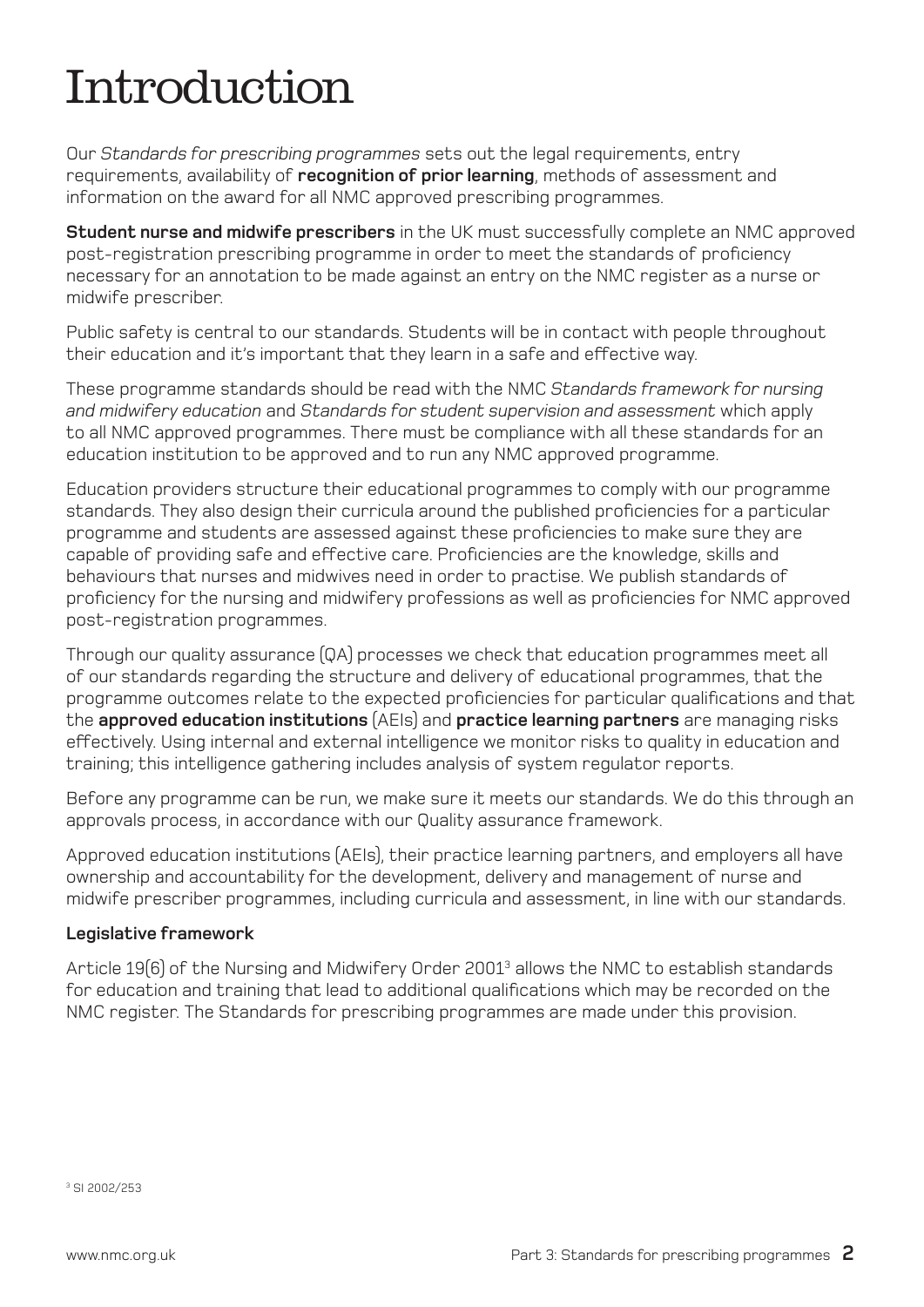# Introduction

Our *Standards for prescribing programmes* sets out the legal requirements, entry requirements, availability of **recognition of prior learning**, methods of assessment and information on the award for all NMC approved prescribing programmes.

**Student nurse and midwife prescribers** in the UK must successfully complete an NMC approved post-registration prescribing programme in order to meet the standards of proficiency necessary for an annotation to be made against an entry on the NMC register as a nurse or midwife prescriber.

Public safety is central to our standards. Students will be in contact with people throughout their education and it's important that they learn in a safe and effective way.

These programme standards should be read with the NMC *Standards framework for nursing and midwifery education* and *Standards for student supervision and assessment* which apply to all NMC approved programmes. There must be compliance with all these standards for an education institution to be approved and to run any NMC approved programme.

Education providers structure their educational programmes to comply with our programme standards. They also design their curricula around the published proficiencies for a particular programme and students are assessed against these proficiencies to make sure they are capable of providing safe and effective care. Proficiencies are the knowledge, skills and behaviours that nurses and midwives need in order to practise. We publish standards of proficiency for the nursing and midwifery professions as well as proficiencies for NMC approved post-registration programmes.

Through our quality assurance (QA) processes we check that education programmes meet all of our standards regarding the structure and delivery of educational programmes, that the programme outcomes relate to the expected proficiencies for particular qualifications and that the **approved education institutions** (AEIs) and **practice learning partners** are managing risks effectively. Using internal and external intelligence we monitor risks to quality in education and training; this intelligence gathering includes analysis of system regulator reports.

Before any programme can be run, we make sure it meets our standards. We do this through an approvals process, in accordance with our Quality assurance framework.

Approved education institutions (AEIs), their practice learning partners, and employers all have ownership and accountability for the development, delivery and management of nurse and midwife prescriber programmes, including curricula and assessment, in line with our standards.

**Legislative framework**

Article 19(6) of the Nursing and Midwifery Order 2001[3] allows the NMC to establish standards for education and training that lead to additional qualifications which may be recorded on the NMC register. The Standards for prescribing programmes are made under this provision.

[3] SI 2002/253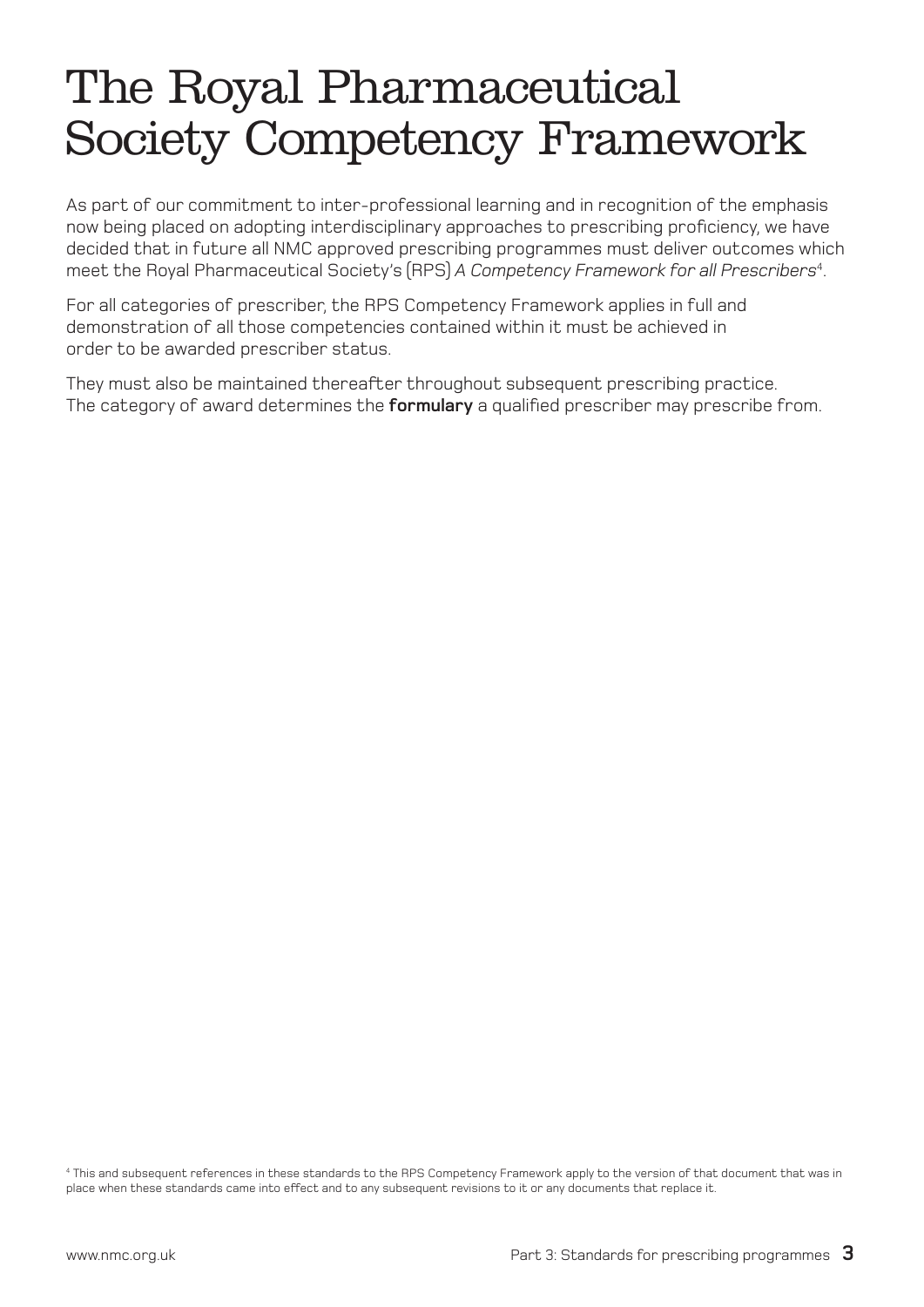# The Royal Pharmaceutical Society Competency Framework

As part of our commitment to inter-professional learning and in recognition of the emphasis now being placed on adopting interdisciplinary approaches to prescribing proficiency, we have decided that in future all NMC approved prescribing programmes must deliver outcomes which meet the Royal Pharmaceutical Society's (RPS) *A Competency Framework for all Prescribers*[4].

For all categories of prescriber, the RPS Competency Framework applies in full and demonstration of all those competencies contained within it must be achieved in order to be awarded prescriber status.

They must also be maintained thereafter throughout subsequent prescribing practice. The category of award determines the **formulary** a qualified prescriber may prescribe from.

[4] This and subsequent references in these standards to the RPS Competency Framework apply to the version of that document that was in place when these standards came into effect and to any subsequent revisions to it or any documents that replace it.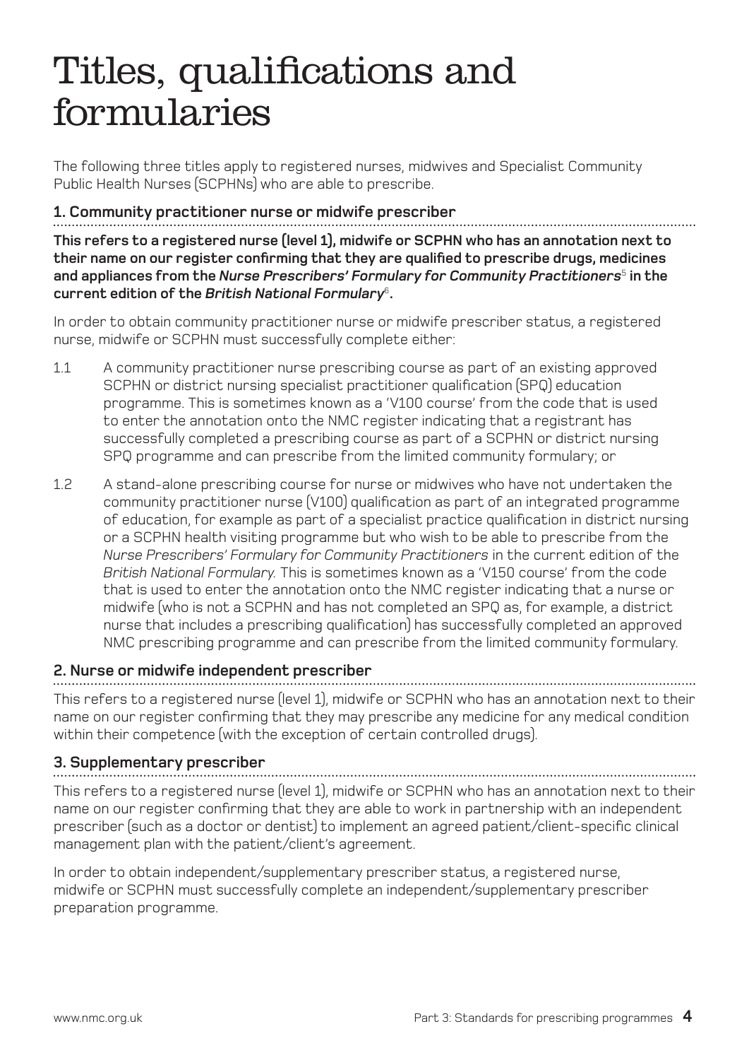# Titles, qualifications and formularies

The following three titles apply to registered nurses, midwives and Specialist Community Public Health Nurses (SCPHNs) who are able to prescribe.

### 1. Community practitioner nurse or midwife prescriber

**This refers to a registered nurse (level 1), midwife or SCPHN who has an annotation next to their name on our register confirming that they are qualified to prescribe drugs, medicines and appliances from the *Nurse Prescribers' Formulary for Community Practitioners*[5] in the current edition of the *British National Formulary*[6].**

In order to obtain community practitioner nurse or midwife prescriber status, a registered nurse, midwife or SCPHN must successfully complete either:

1.1 A community practitioner nurse prescribing course as part of an existing approved SCPHN or district nursing specialist practitioner qualification (SPQ) education programme. This is sometimes known as a 'V100 course' from the code that is used to enter the annotation onto the NMC register indicating that a registrant has successfully completed a prescribing course as part of a SCPHN or district nursing SPQ programme and can prescribe from the limited community formulary; or

1.2 A stand-alone prescribing course for nurse or midwives who have not undertaken the community practitioner nurse (V100) qualification as part of an integrated programme of education, for example as part of a specialist practice qualification in district nursing or a SCPHN health visiting programme but who wish to be able to prescribe from the *Nurse Prescribers' Formulary for Community Practitioners* in the current edition of the *British National Formulary*. This is sometimes known as a 'V150 course' from the code that is used to enter the annotation onto the NMC register indicating that a nurse or midwife (who is not a SCPHN and has not completed an SPQ as, for example, a district nurse that includes a prescribing qualification) has successfully completed an approved NMC prescribing programme and can prescribe from the limited community formulary.

### 2. Nurse or midwife independent prescriber

This refers to a registered nurse (level 1), midwife or SCPHN who has an annotation next to their name on our register confirming that they may prescribe any medicine for any medical condition within their competence (with the exception of certain controlled drugs).

### 3. Supplementary prescriber

This refers to a registered nurse (level 1), midwife or SCPHN who has an annotation next to their name on our register confirming that they are able to work in partnership with an independent prescriber (such as a doctor or dentist) to implement an agreed patient/client-specific clinical management plan with the patient/client's agreement.

In order to obtain independent/supplementary prescriber status, a registered nurse, midwife or SCPHN must successfully complete an independent/supplementary prescriber preparation programme.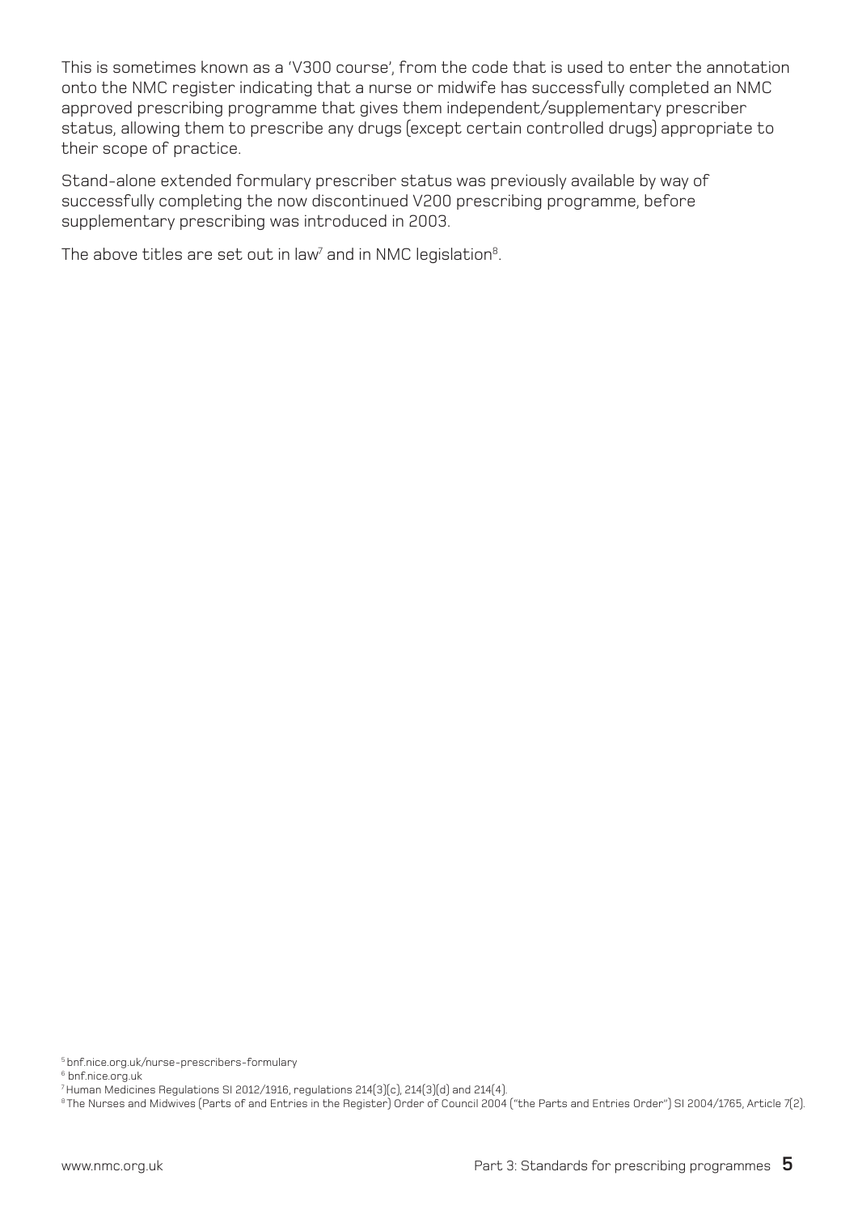This is sometimes known as a 'V300 course', from the code that is used to enter the annotation onto the NMC register indicating that a nurse or midwife has successfully completed an NMC approved prescribing programme that gives them independent/supplementary prescriber status, allowing them to prescribe any drugs (except certain controlled drugs) appropriate to their scope of practice.

Stand-alone extended formulary prescriber status was previously available by way of successfully completing the now discontinued V200 prescribing programme, before supplementary prescribing was introduced in 2003.

The above titles are set out in law[7] and in NMC legislation[8].

[5] bnf.nice.org.uk/nurse-prescribers-formulary

[6] bnf.nice.org.uk

[7] Human Medicines Regulations SI 2012/1916, regulations 214(3)(c), 214(3)(d) and 214(4).

[8] The Nurses and Midwives (Parts of and Entries in the Register) Order of Council 2004 ("the Parts and Entries Order") SI 2004/1765, Article 7(2).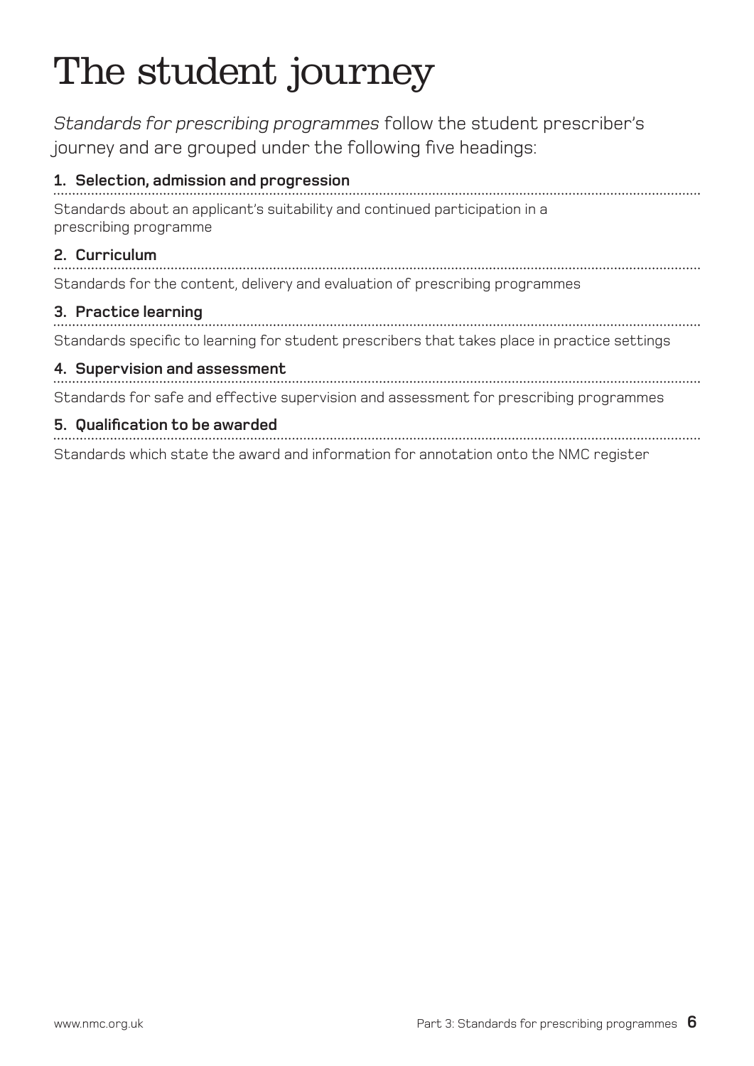# The student journey

*Standards for prescribing programmes* follow the student prescriber's journey and are grouped under the following five headings:

**1. Selection, admission and progression**

Standards about an applicant's suitability and continued participation in a prescribing programme

**2. Curriculum**

Standards for the content, delivery and evaluation of prescribing programmes

**3. Practice learning**

Standards specific to learning for student prescribers that takes place in practice settings

**4. Supervision and assessment**

Standards for safe and effective supervision and assessment for prescribing programmes

**5. Qualification to be awarded**

Standards which state the award and information for annotation onto the NMC register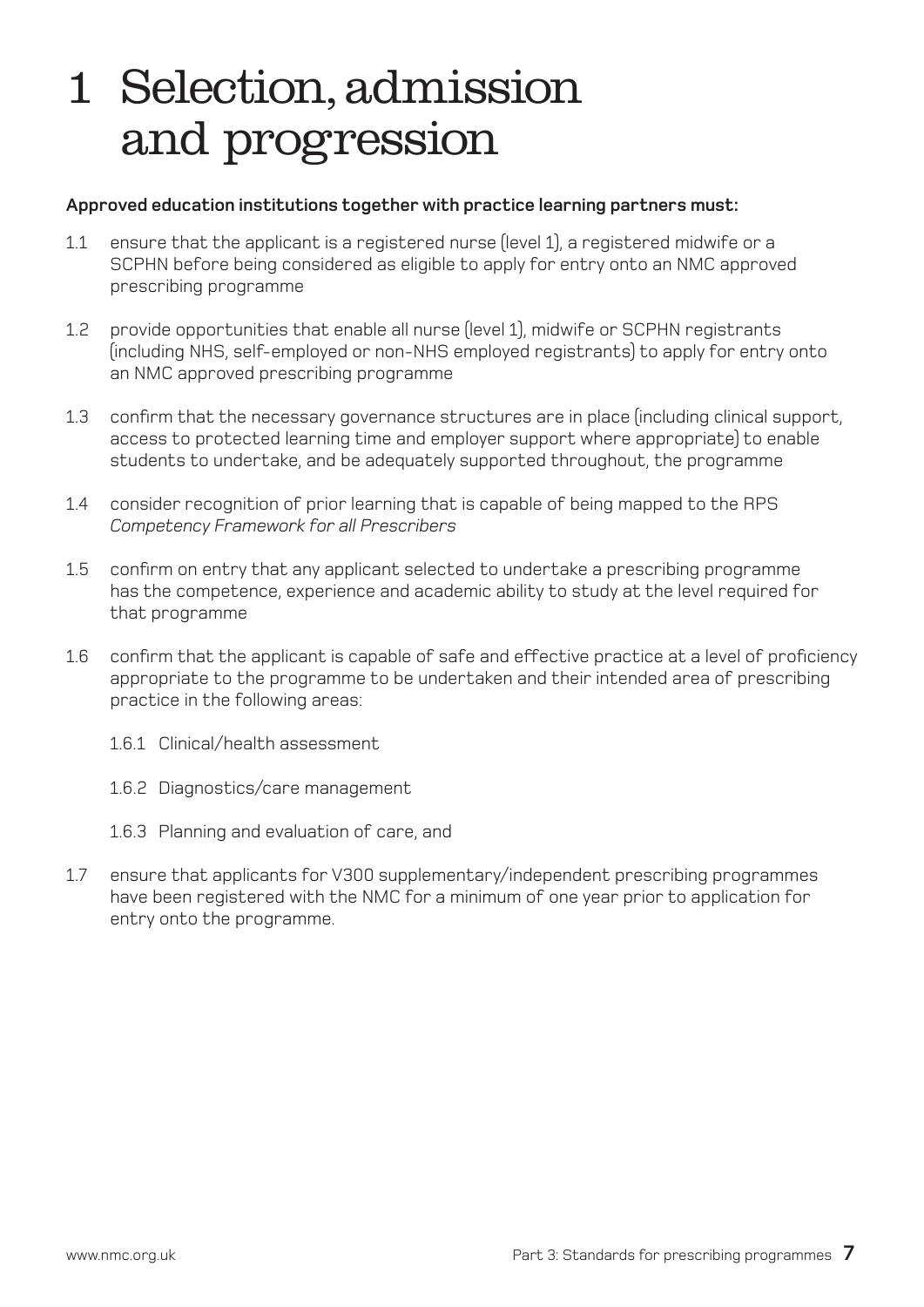# 1 Selection, admission and progression

**Approved education institutions together with practice learning partners must:**

1.1 ensure that the applicant is a registered nurse (level 1), a registered midwife or a SCPHN before being considered as eligible to apply for entry onto an NMC approved prescribing programme

1.2 provide opportunities that enable all nurse (level 1), midwife or SCPHN registrants (including NHS, self-employed or non-NHS employed registrants) to apply for entry onto an NMC approved prescribing programme

1.3 confirm that the necessary governance structures are in place (including clinical support, access to protected learning time and employer support where appropriate) to enable students to undertake, and be adequately supported throughout, the programme

1.4 consider recognition of prior learning that is capable of being mapped to the RPS *Competency Framework for all Prescribers*

1.5 confirm on entry that any applicant selected to undertake a prescribing programme has the competence, experience and academic ability to study at the level required for that programme

1.6 confirm that the applicant is capable of safe and effective practice at a level of proficiency appropriate to the programme to be undertaken and their intended area of prescribing practice in the following areas:

- 1.6.1 Clinical/health assessment
- 1.6.2 Diagnostics/care management
- 1.6.3 Planning and evaluation of care, and

1.7 ensure that applicants for V300 supplementary/independent prescribing programmes have been registered with the NMC for a minimum of one year prior to application for entry onto the programme.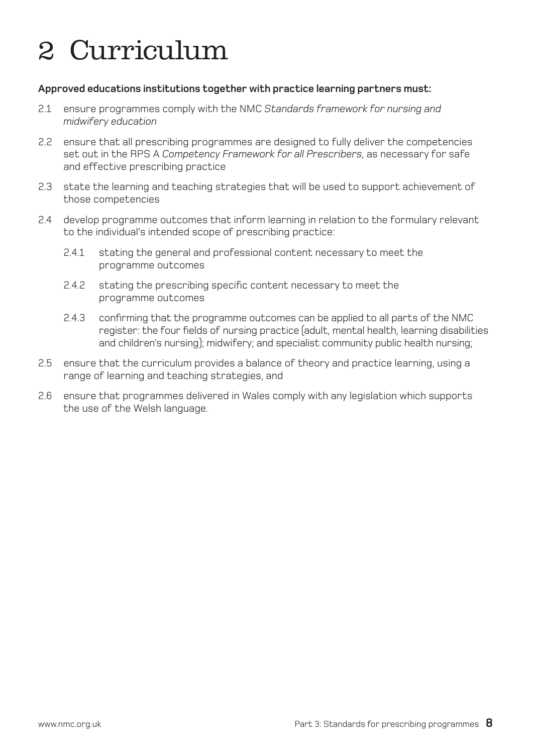# 2 Curriculum

**Approved educations institutions together with practice learning partners must:**

2.1 ensure programmes comply with the NMC *Standards framework for nursing and midwifery education*

2.2 ensure that all prescribing programmes are designed to fully deliver the competencies set out in the RPS A *Competency Framework for all Prescribers*, as necessary for safe and effective prescribing practice

2.3 state the learning and teaching strategies that will be used to support achievement of those competencies

2.4 develop programme outcomes that inform learning in relation to the formulary relevant to the individual's intended scope of prescribing practice:

- 2.4.1 stating the general and professional content necessary to meet the programme outcomes
- 2.4.2 stating the prescribing specific content necessary to meet the programme outcomes
- 2.4.3 confirming that the programme outcomes can be applied to all parts of the NMC register: the four fields of nursing practice (adult, mental health, learning disabilities and children's nursing); midwifery; and specialist community public health nursing;

2.5 ensure that the curriculum provides a balance of theory and practice learning, using a range of learning and teaching strategies, and

2.6 ensure that programmes delivered in Wales comply with any legislation which supports the use of the Welsh language.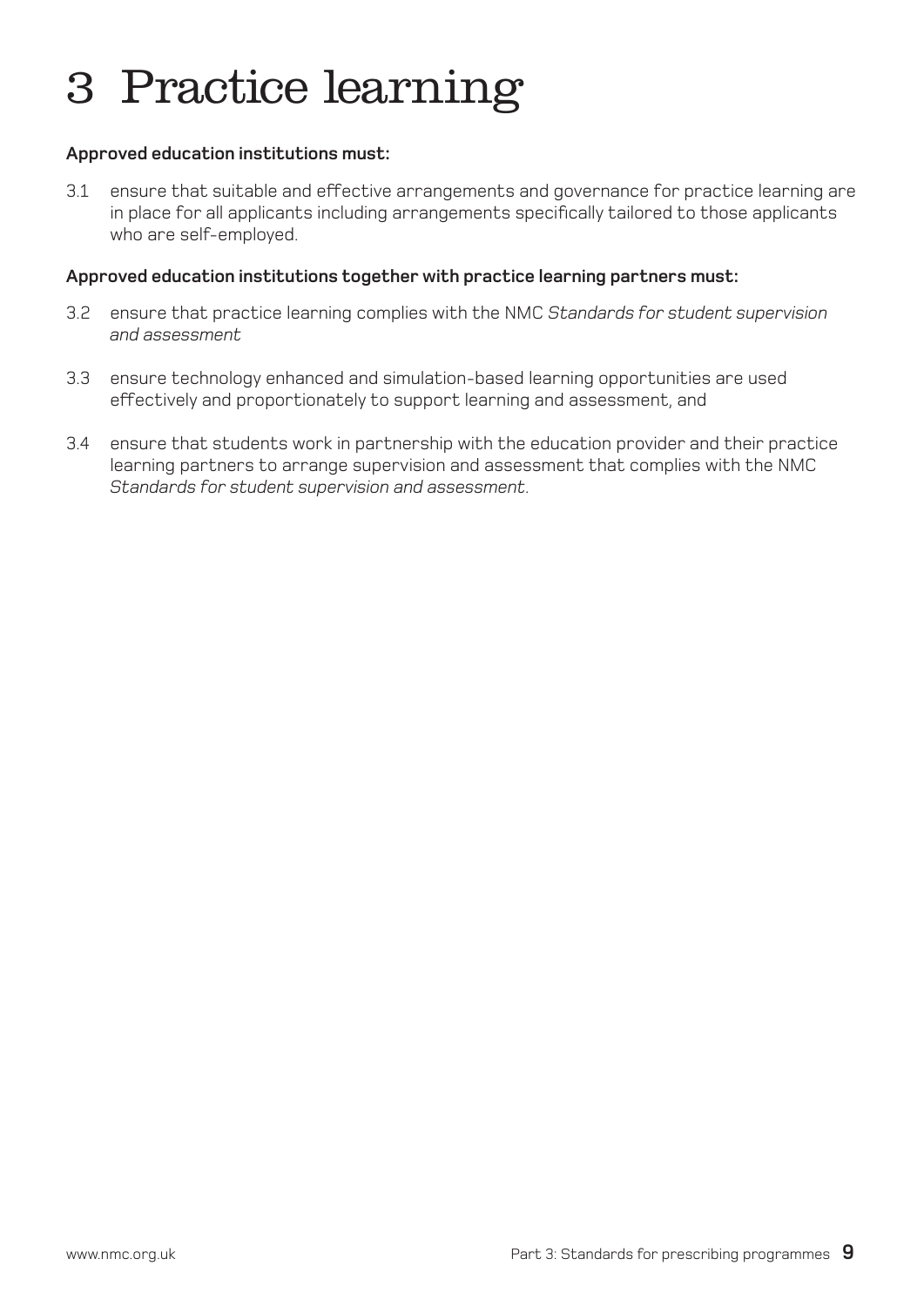# 3 Practice learning

**Approved education institutions must:**

3.1 ensure that suitable and effective arrangements and governance for practice learning are in place for all applicants including arrangements specifically tailored to those applicants who are self-employed.

**Approved education institutions together with practice learning partners must:**

3.2 ensure that practice learning complies with the NMC *Standards for student supervision and assessment*

3.3 ensure technology enhanced and simulation-based learning opportunities are used effectively and proportionately to support learning and assessment, and

3.4 ensure that students work in partnership with the education provider and their practice learning partners to arrange supervision and assessment that complies with the NMC *Standards for student supervision and assessment*.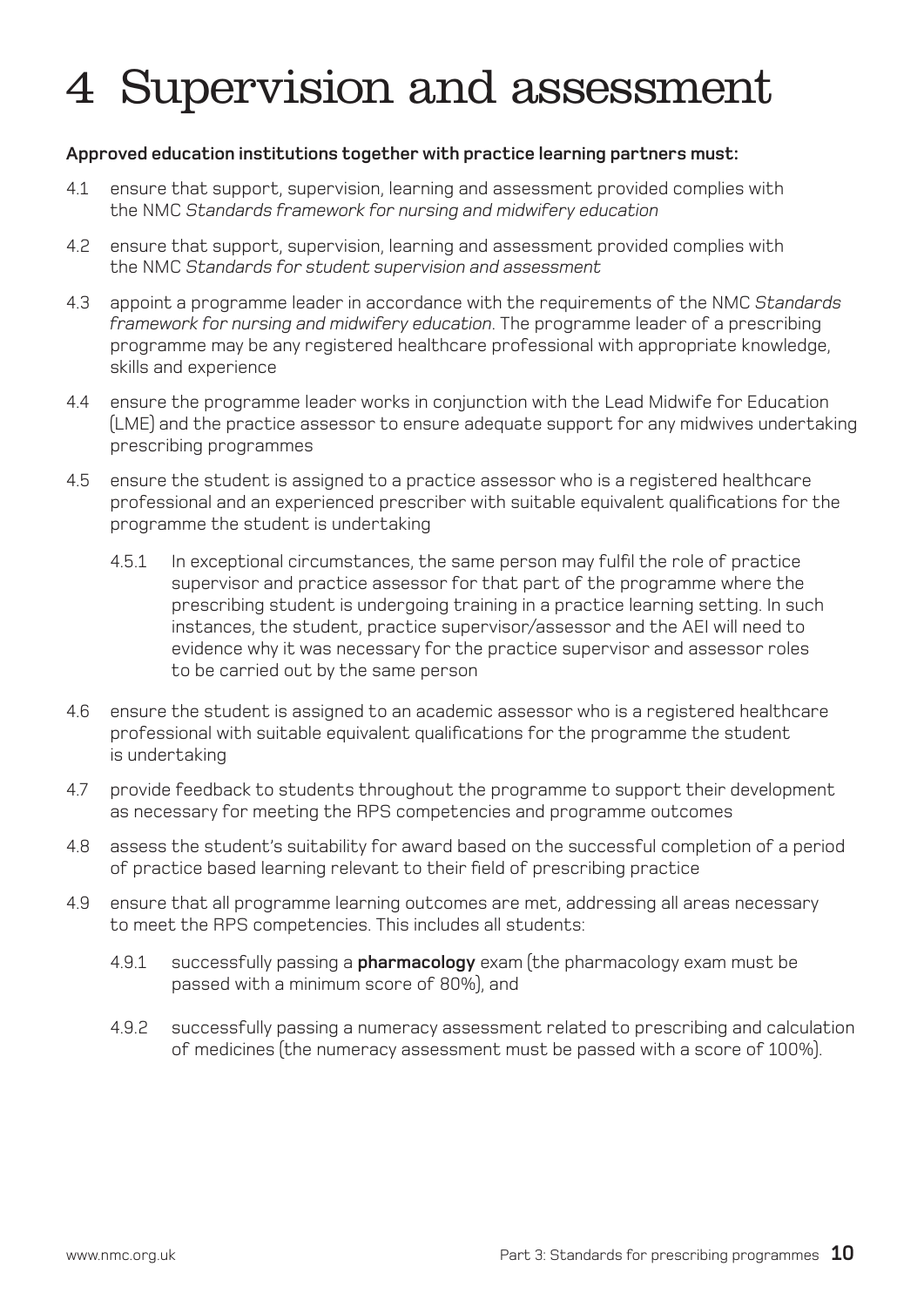# 4 Supervision and assessment

**Approved education institutions together with practice learning partners must:**

4.1 ensure that support, supervision, learning and assessment provided complies with the NMC *Standards framework for nursing and midwifery education*

4.2 ensure that support, supervision, learning and assessment provided complies with the NMC *Standards for student supervision and assessment*

4.3 appoint a programme leader in accordance with the requirements of the NMC *Standards framework for nursing and midwifery education*. The programme leader of a prescribing programme may be any registered healthcare professional with appropriate knowledge, skills and experience

4.4 ensure the programme leader works in conjunction with the Lead Midwife for Education (LME) and the practice assessor to ensure adequate support for any midwives undertaking prescribing programmes

4.5 ensure the student is assigned to a practice assessor who is a registered healthcare professional and an experienced prescriber with suitable equivalent qualifications for the programme the student is undertaking

 4.5.1 In exceptional circumstances, the same person may fulfil the role of practice supervisor and practice assessor for that part of the programme where the prescribing student is undergoing training in a practice learning setting. In such instances, the student, practice supervisor/assessor and the AEI will need to evidence why it was necessary for the practice supervisor and assessor roles to be carried out by the same person

4.6 ensure the student is assigned to an academic assessor who is a registered healthcare professional with suitable equivalent qualifications for the programme the student is undertaking

4.7 provide feedback to students throughout the programme to support their development as necessary for meeting the RPS competencies and programme outcomes

4.8 assess the student's suitability for award based on the successful completion of a period of practice based learning relevant to their field of prescribing practice

4.9 ensure that all programme learning outcomes are met, addressing all areas necessary to meet the RPS competencies. This includes all students:

 4.9.1 successfully passing a **pharmacology** exam (the pharmacology exam must be passed with a minimum score of 80%), and

 4.9.2 successfully passing a numeracy assessment related to prescribing and calculation of medicines (the numeracy assessment must be passed with a score of 100%).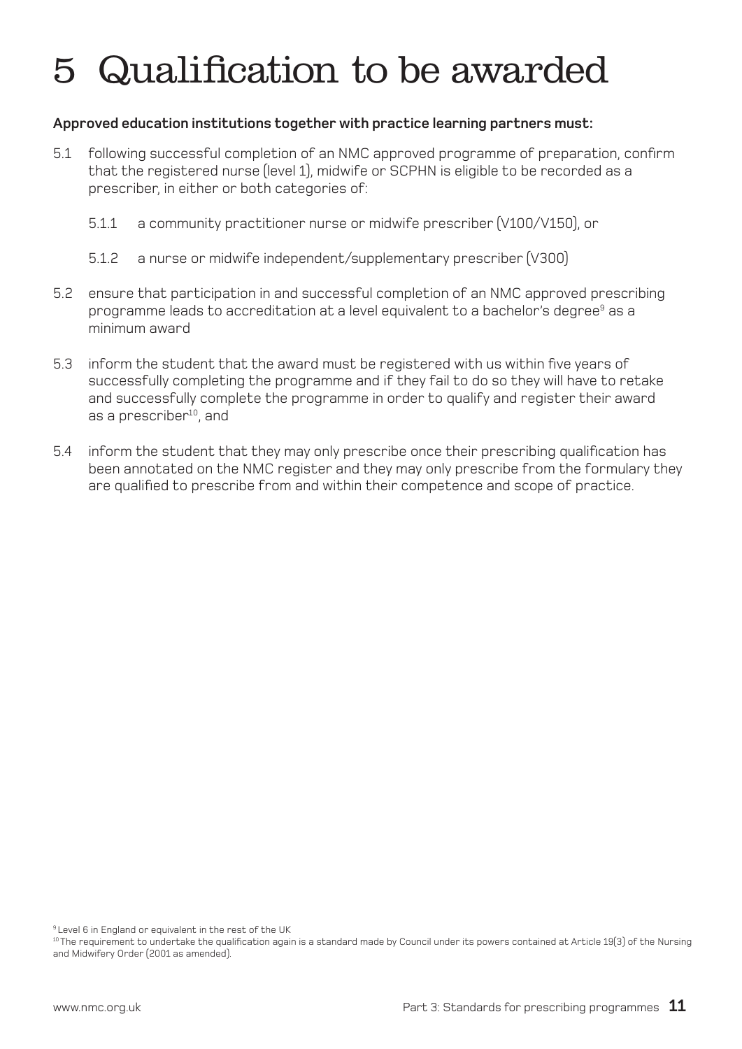# 5 Qualification to be awarded

**Approved education institutions together with practice learning partners must:**

5.1 following successful completion of an NMC approved programme of preparation, confirm that the registered nurse (level 1), midwife or SCPHN is eligible to be recorded as a prescriber, in either or both categories of:

  5.1.1 a community practitioner nurse or midwife prescriber (V100/V150), or

  5.1.2 a nurse or midwife independent/supplementary prescriber (V300)

5.2 ensure that participation in and successful completion of an NMC approved prescribing programme leads to accreditation at a level equivalent to a bachelor's degree[9] as a minimum award

5.3 inform the student that the award must be registered with us within five years of successfully completing the programme and if they fail to do so they will have to retake and successfully complete the programme in order to qualify and register their award as a prescriber[10], and

5.4 inform the student that they may only prescribe once their prescribing qualification has been annotated on the NMC register and they may only prescribe from the formulary they are qualified to prescribe from and within their competence and scope of practice.

[9] Level 6 in England or equivalent in the rest of the UK

[10] The requirement to undertake the qualification again is a standard made by Council under its powers contained at Article 19(3) of the Nursing and Midwifery Order (2001 as amended).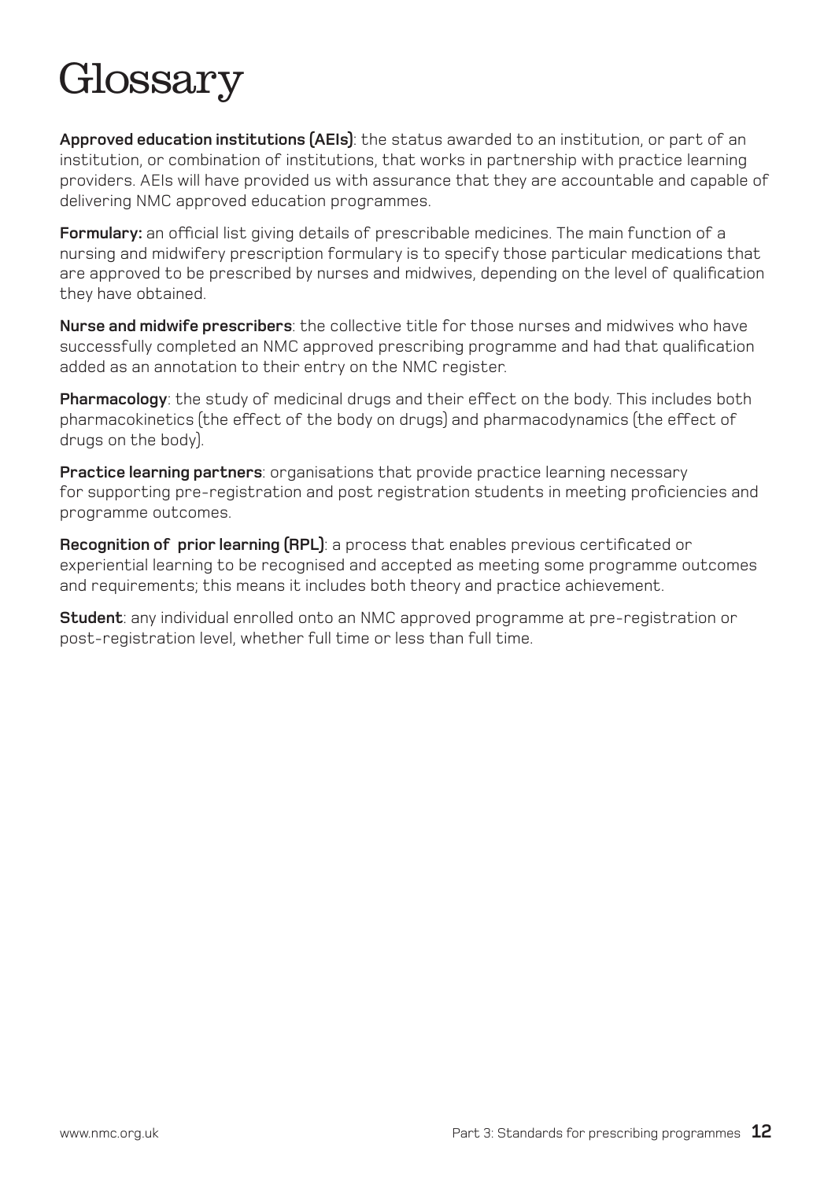# Glossary

**Approved education institutions (AEIs)**: the status awarded to an institution, or part of an institution, or combination of institutions, that works in partnership with practice learning providers. AEIs will have provided us with assurance that they are accountable and capable of delivering NMC approved education programmes.

**Formulary:** an official list giving details of prescribable medicines. The main function of a nursing and midwifery prescription formulary is to specify those particular medications that are approved to be prescribed by nurses and midwives, depending on the level of qualification they have obtained.

**Nurse and midwife prescribers**: the collective title for those nurses and midwives who have successfully completed an NMC approved prescribing programme and had that qualification added as an annotation to their entry on the NMC register.

**Pharmacology**: the study of medicinal drugs and their effect on the body. This includes both pharmacokinetics (the effect of the body on drugs) and pharmacodynamics (the effect of drugs on the body).

**Practice learning partners**: organisations that provide practice learning necessary for supporting pre-registration and post registration students in meeting proficiencies and programme outcomes.

**Recognition of prior learning (RPL)**: a process that enables previous certificated or experiential learning to be recognised and accepted as meeting some programme outcomes and requirements; this means it includes both theory and practice achievement.

**Student**: any individual enrolled onto an NMC approved programme at pre-registration or post-registration level, whether full time or less than full time.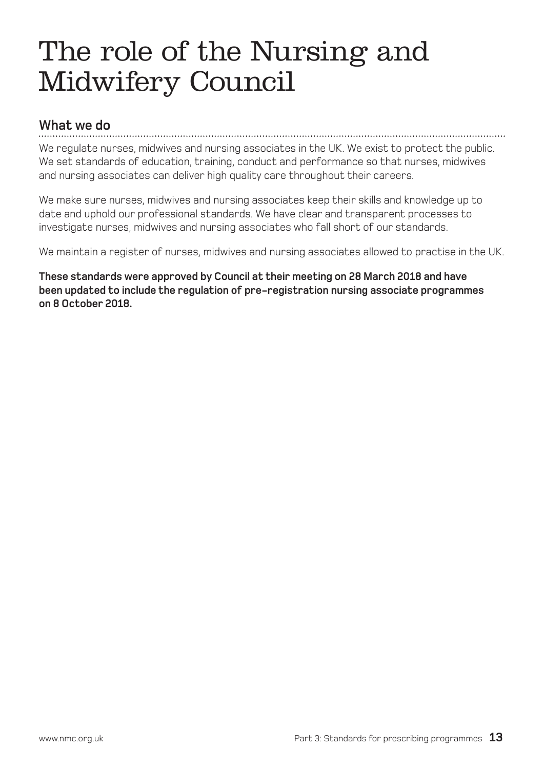# The role of the Nursing and Midwifery Council

## What we do

We regulate nurses, midwives and nursing associates in the UK. We exist to protect the public. We set standards of education, training, conduct and performance so that nurses, midwives and nursing associates can deliver high quality care throughout their careers.

We make sure nurses, midwives and nursing associates keep their skills and knowledge up to date and uphold our professional standards. We have clear and transparent processes to investigate nurses, midwives and nursing associates who fall short of our standards.

We maintain a register of nurses, midwives and nursing associates allowed to practise in the UK.

**These standards were approved by Council at their meeting on 28 March 2018 and have been updated to include the regulation of pre-registration nursing associate programmes on 8 October 2018.**